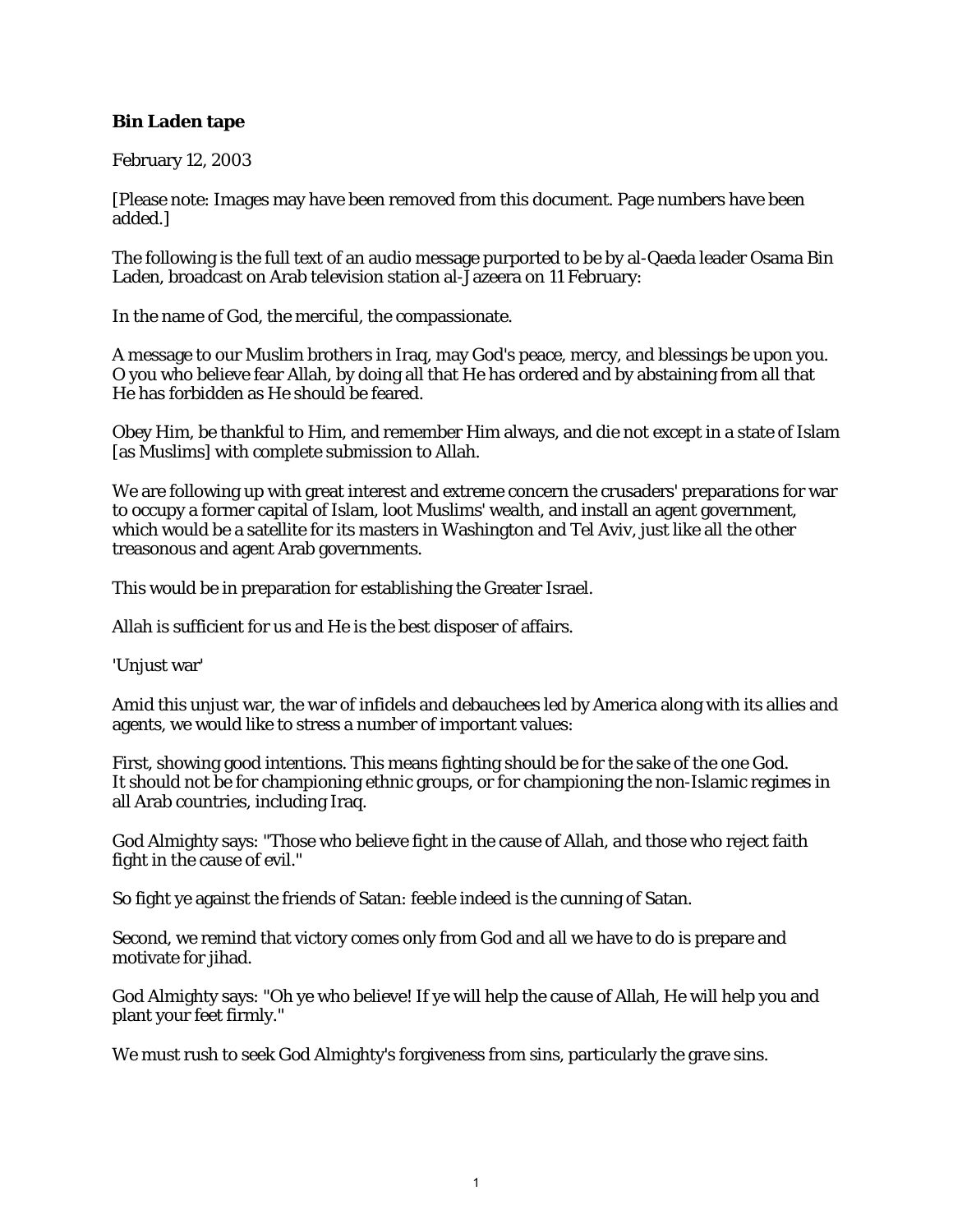**Bin Laden tape**

February 12, 2003

[Please note: Images may have been removed from this document. Page numbers have been added.]

The following is the full text of an audio message purported to be by al-Qaeda leader Osama Bin Laden, broadcast on Arab television station al-Jazeera on 11 February:

In the name of God, the merciful, the compassionate.

A message to our Muslim brothers in Iraq, may God's peace, mercy, and blessings be upon you. O you who believe fear Allah, by doing all that He has ordered and by abstaining from all that He has forbidden as He should be feared.

Obey Him, be thankful to Him, and remember Him always, and die not except in a state of Islam [as Muslims] with complete submission to Allah.

We are following up with great interest and extreme concern the crusaders' preparations for war to occupy a former capital of Islam, loot Muslims' wealth, and install an agent government, which would be a satellite for its masters in Washington and Tel Aviv, just like all the other treasonous and agent Arab governments.

This would be in preparation for establishing the Greater Israel.

Allah is sufficient for us and He is the best disposer of affairs.

'Unjust war'

Amid this unjust war, the war of infidels and debauchees led by America along with its allies and agents, we would like to stress a number of important values:

First, showing good intentions. This means fighting should be for the sake of the one God. It should not be for championing ethnic groups, or for championing the non-Islamic regimes in all Arab countries, including Iraq.

God Almighty says: "Those who believe fight in the cause of Allah, and those who reject faith fight in the cause of evil."

So fight ye against the friends of Satan: feeble indeed is the cunning of Satan.

Second, we remind that victory comes only from God and all we have to do is prepare and motivate for jihad.

God Almighty says: "Oh ye who believe! If ye will help the cause of Allah, He will help you and plant your feet firmly."

We must rush to seek God Almighty's forgiveness from sins, particularly the grave sins.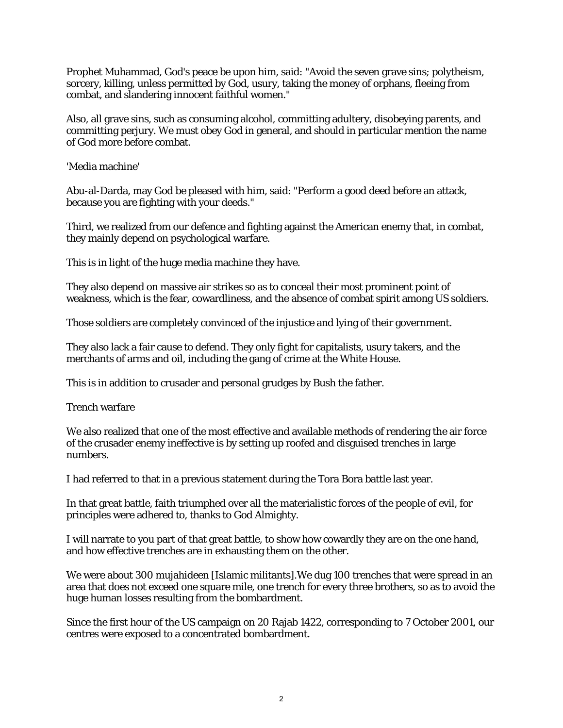Prophet Muhammad, God's peace be upon him, said: "Avoid the seven grave sins; polytheism, sorcery, killing, unless permitted by God, usury, taking the money of orphans, fleeing from combat, and slandering innocent faithful women."

Also, all grave sins, such as consuming alcohol, committing adultery, disobeying parents, and committing perjury. We must obey God in general, and should in particular mention the name of God more before combat.

'Media machine'

Abu-al-Darda, may God be pleased with him, said: "Perform a good deed before an attack, because you are fighting with your deeds."

Third, we realized from our defence and fighting against the American enemy that, in combat, they mainly depend on psychological warfare.

This is in light of the huge media machine they have.

They also depend on massive air strikes so as to conceal their most prominent point of weakness, which is the fear, cowardliness, and the absence of combat spirit among US soldiers.

Those soldiers are completely convinced of the injustice and lying of their government.

They also lack a fair cause to defend. They only fight for capitalists, usury takers, and the merchants of arms and oil, including the gang of crime at the White House.

This is in addition to crusader and personal grudges by Bush the father.

Trench warfare

We also realized that one of the most effective and available methods of rendering the air force of the crusader enemy ineffective is by setting up roofed and disguised trenches in large numbers.

I had referred to that in a previous statement during the Tora Bora battle last year.

In that great battle, faith triumphed over all the materialistic forces of the people of evil, for principles were adhered to, thanks to God Almighty.

I will narrate to you part of that great battle, to show how cowardly they are on the one hand, and how effective trenches are in exhausting them on the other.

We were about 300 mujahideen [Islamic militants].We dug 100 trenches that were spread in an area that does not exceed one square mile, one trench for every three brothers, so as to avoid the huge human losses resulting from the bombardment.

Since the first hour of the US campaign on 20 Rajab 1422, corresponding to 7 October 2001, our centres were exposed to a concentrated bombardment.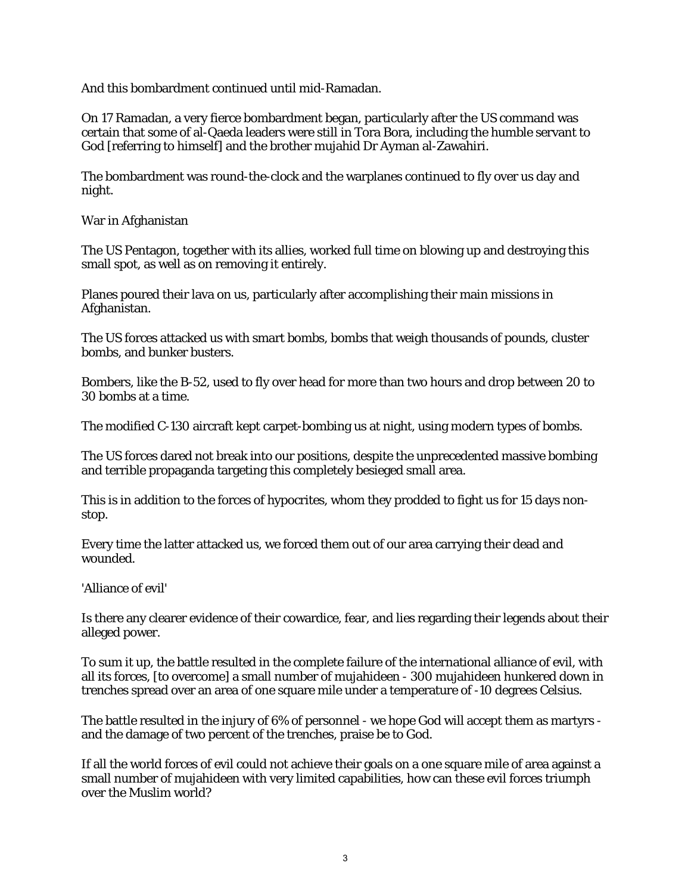And this bombardment continued until mid-Ramadan.

On 17 Ramadan, a very fierce bombardment began, particularly after the US command was certain that some of al-Qaeda leaders were still in Tora Bora, including the humble servant to God [referring to himself] and the brother mujahid Dr Ayman al-Zawahiri.

The bombardment was round-the-clock and the warplanes continued to fly over us day and night.

War in Afghanistan

The US Pentagon, together with its allies, worked full time on blowing up and destroying this small spot, as well as on removing it entirely.

Planes poured their lava on us, particularly after accomplishing their main missions in Afghanistan.

The US forces attacked us with smart bombs, bombs that weigh thousands of pounds, cluster bombs, and bunker busters.

Bombers, like the B-52, used to fly over head for more than two hours and drop between 20 to 30 bombs at a time.

The modified C-130 aircraft kept carpet-bombing us at night, using modern types of bombs.

The US forces dared not break into our positions, despite the unprecedented massive bombing and terrible propaganda targeting this completely besieged small area.

This is in addition to the forces of hypocrites, whom they prodded to fight us for 15 days non-stop.

Every time the latter attacked us, we forced them out of our area carrying their dead and wounded.

'Alliance of evil'

Is there any clearer evidence of their cowardice, fear, and lies regarding their legends about their alleged power.

To sum it up, the battle resulted in the complete failure of the international alliance of evil, with all its forces, [to overcome] a small number of mujahideen - 300 mujahideen hunkered down in trenches spread over an area of one square mile under a temperature of -10 degrees Celsius.

The battle resulted in the injury of 6% of personnel - we hope God will accept them as martyrs - and the damage of two percent of the trenches, praise be to God.

If all the world forces of evil could not achieve their goals on a one square mile of area against a small number of mujahideen with very limited capabilities, how can these evil forces triumph over the Muslim world?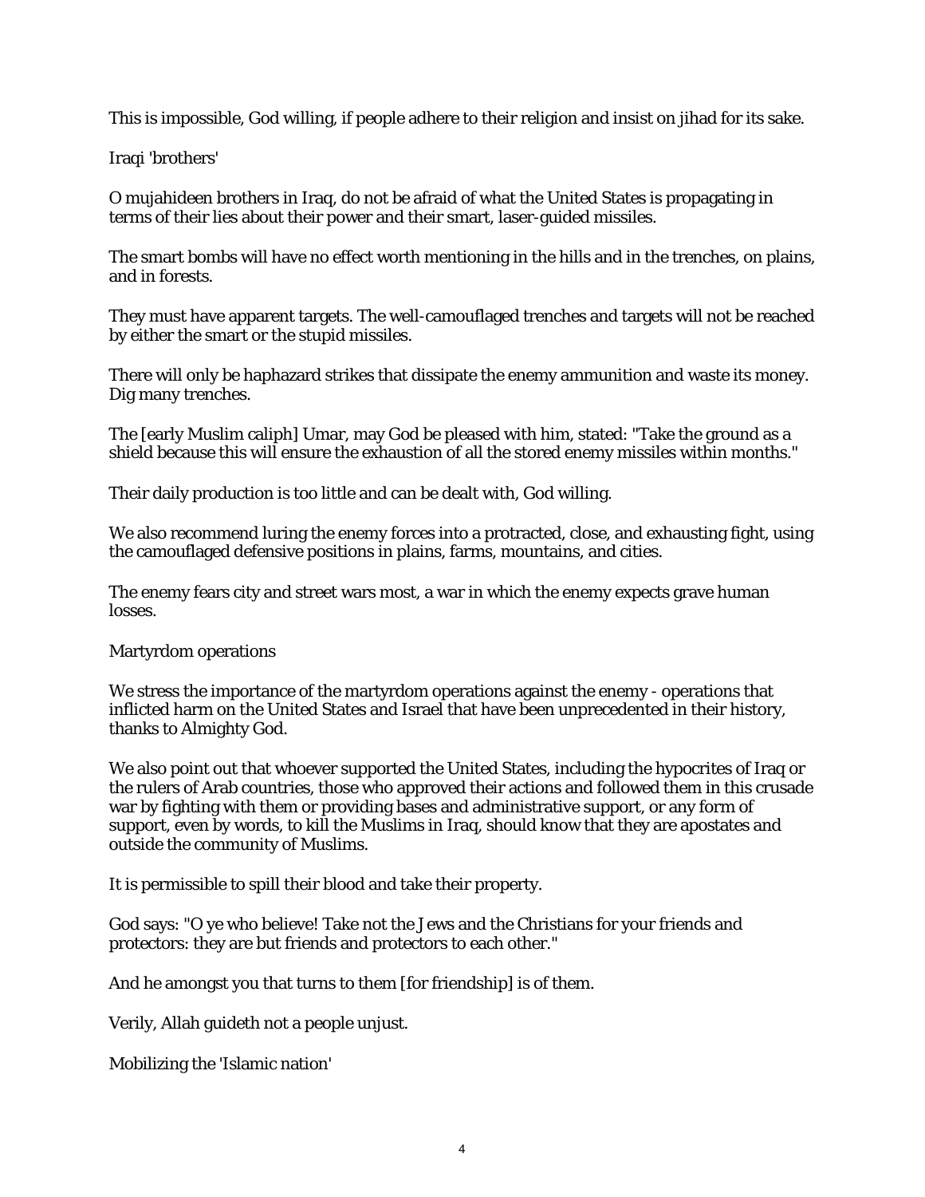This is impossible, God willing, if people adhere to their religion and insist on jihad for its sake.

## Iraqi 'brothers'

O mujahideen brothers in Iraq, do not be afraid of what the United States is propagating in terms of their lies about their power and their smart, laser-guided missiles.

The smart bombs will have no effect worth mentioning in the hills and in the trenches, on plains, and in forests.

They must have apparent targets. The well-camouflaged trenches and targets will not be reached by either the smart or the stupid missiles.

There will only be haphazard strikes that dissipate the enemy ammunition and waste its money. Dig many trenches.

The [early Muslim caliph] Umar, may God be pleased with him, stated: "Take the ground as a shield because this will ensure the exhaustion of all the stored enemy missiles within months."

Their daily production is too little and can be dealt with, God willing.

We also recommend luring the enemy forces into a protracted, close, and exhausting fight, using the camouflaged defensive positions in plains, farms, mountains, and cities.

The enemy fears city and street wars most, a war in which the enemy expects grave human losses.

## Martyrdom operations

We stress the importance of the martyrdom operations against the enemy - operations that inflicted harm on the United States and Israel that have been unprecedented in their history, thanks to Almighty God.

We also point out that whoever supported the United States, including the hypocrites of Iraq or the rulers of Arab countries, those who approved their actions and followed them in this crusade war by fighting with them or providing bases and administrative support, or any form of support, even by words, to kill the Muslims in Iraq, should know that they are apostates and outside the community of Muslims.

It is permissible to spill their blood and take their property.

God says: "O ye who believe! Take not the Jews and the Christians for your friends and protectors: they are but friends and protectors to each other."

And he amongst you that turns to them [for friendship] is of them.

Verily, Allah guideth not a people unjust.

## Mobilizing the 'Islamic nation'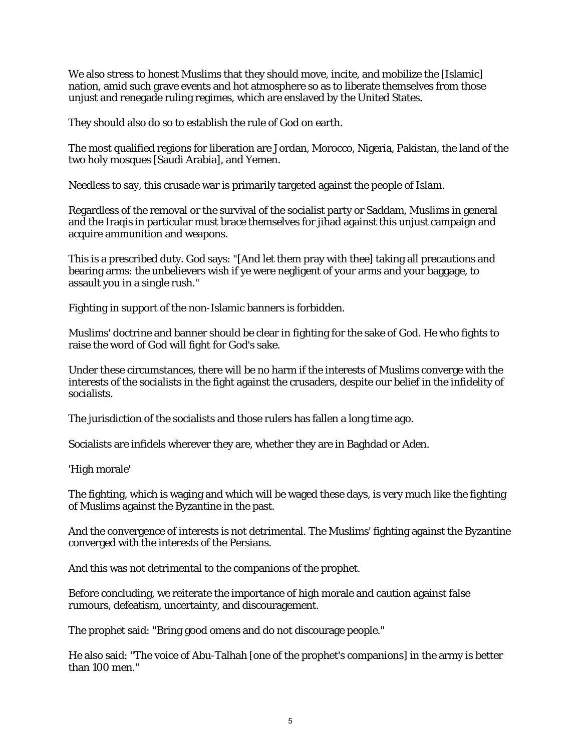We also stress to honest Muslims that they should move, incite, and mobilize the [Islamic] nation, amid such grave events and hot atmosphere so as to liberate themselves from those unjust and renegade ruling regimes, which are enslaved by the United States.

They should also do so to establish the rule of God on earth.

The most qualified regions for liberation are Jordan, Morocco, Nigeria, Pakistan, the land of the two holy mosques [Saudi Arabia], and Yemen.

Needless to say, this crusade war is primarily targeted against the people of Islam.

Regardless of the removal or the survival of the socialist party or Saddam, Muslims in general and the Iraqis in particular must brace themselves for jihad against this unjust campaign and acquire ammunition and weapons.

This is a prescribed duty. God says: "[And let them pray with thee] taking all precautions and bearing arms: the unbelievers wish if ye were negligent of your arms and your baggage, to assault you in a single rush."

Fighting in support of the non-Islamic banners is forbidden.

Muslims' doctrine and banner should be clear in fighting for the sake of God. He who fights to raise the word of God will fight for God's sake.

Under these circumstances, there will be no harm if the interests of Muslims converge with the interests of the socialists in the fight against the crusaders, despite our belief in the infidelity of socialists.

The jurisdiction of the socialists and those rulers has fallen a long time ago.

Socialists are infidels wherever they are, whether they are in Baghdad or Aden.

'High morale'

The fighting, which is waging and which will be waged these days, is very much like the fighting of Muslims against the Byzantine in the past.

And the convergence of interests is not detrimental. The Muslims' fighting against the Byzantine converged with the interests of the Persians.

And this was not detrimental to the companions of the prophet.

Before concluding, we reiterate the importance of high morale and caution against false rumours, defeatism, uncertainty, and discouragement.

The prophet said: "Bring good omens and do not discourage people."

He also said: "The voice of Abu-Talhah [one of the prophet's companions] in the army is better than 100 men."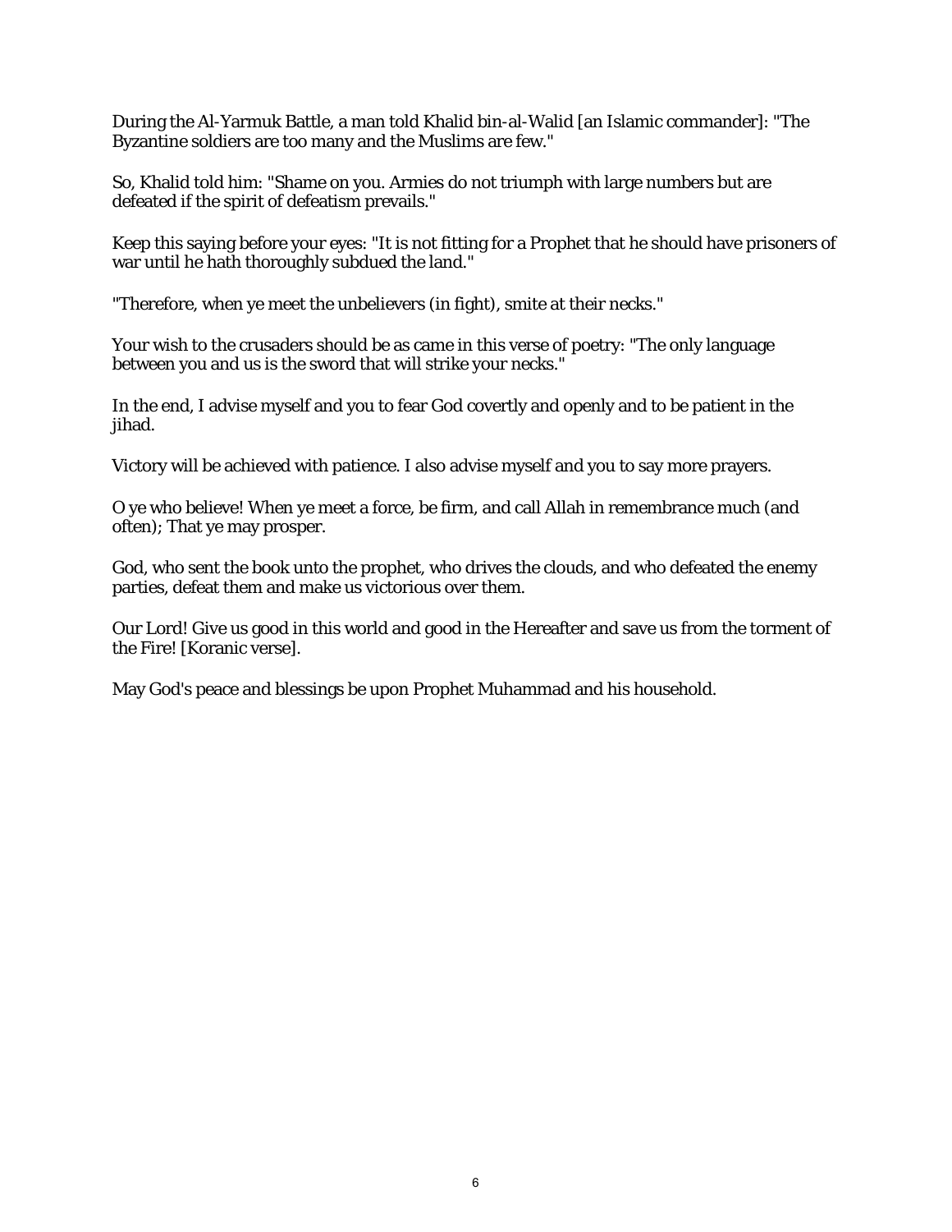During the Al-Yarmuk Battle, a man told Khalid bin-al-Walid [an Islamic commander]: "The Byzantine soldiers are too many and the Muslims are few."

So, Khalid told him: "Shame on you. Armies do not triumph with large numbers but are defeated if the spirit of defeatism prevails."

Keep this saying before your eyes: "It is not fitting for a Prophet that he should have prisoners of war until he hath thoroughly subdued the land."

"Therefore, when ye meet the unbelievers (in fight), smite at their necks."

Your wish to the crusaders should be as came in this verse of poetry: "The only language between you and us is the sword that will strike your necks."

In the end, I advise myself and you to fear God covertly and openly and to be patient in the jihad.

Victory will be achieved with patience. I also advise myself and you to say more prayers.

O ye who believe! When ye meet a force, be firm, and call Allah in remembrance much (and often); That ye may prosper.

God, who sent the book unto the prophet, who drives the clouds, and who defeated the enemy parties, defeat them and make us victorious over them.

Our Lord! Give us good in this world and good in the Hereafter and save us from the torment of the Fire! [Koranic verse].

May God's peace and blessings be upon Prophet Muhammad and his household.